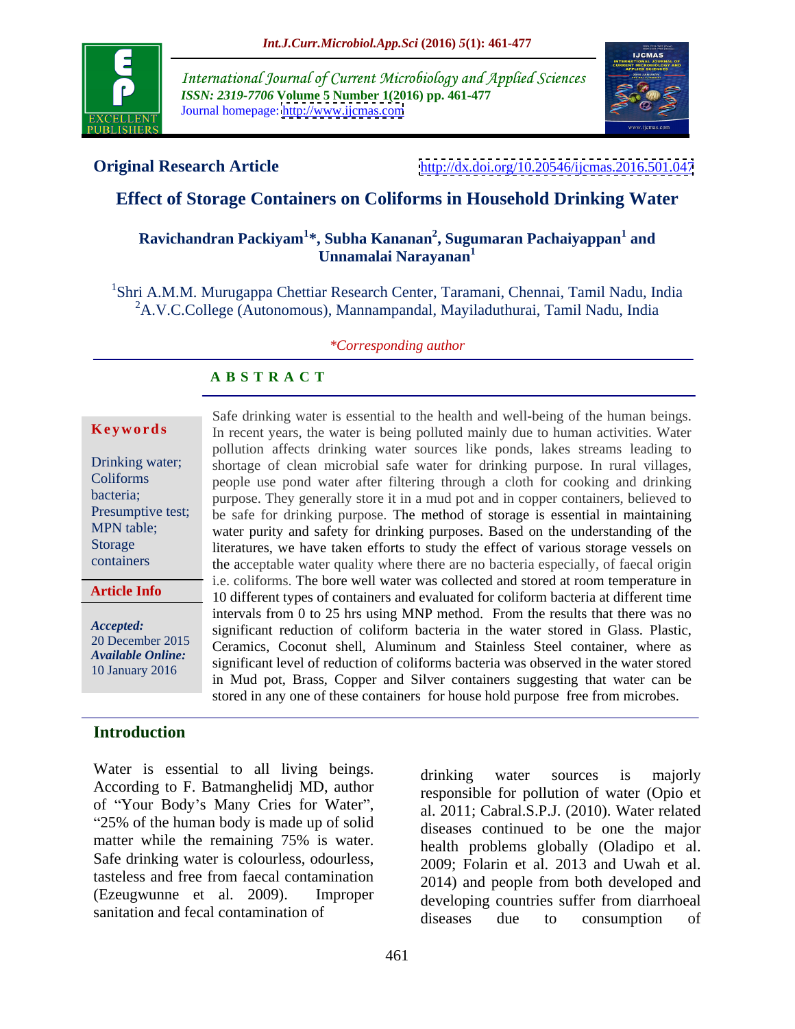Original Research Article

http://dx.doi.org/10.20546/ijcmas.2016.501.047

# Effect of Storage Containers on Coliforms in Household Drinking Water

**Ravichandran Packiyam[1]*, Subha Kananan[2], Sugumaran Pachaiyappan[1] and Unnamalai Narayanan[1]**

[1]Shri A.M.M. Murugappa Chettiar Research Center, Taramani, Chennai, Tamil Nadu, India
[2]A.V.C.College (Autonomous), Mannampandal, Mayiladuthurai, Tamil Nadu, India

*Corresponding author

## A B S T R A C T

**Keywords**

Drinking water; Coliforms bacteria; Presumptive test; MPN table; Storage containers

**Article Info**

*Accepted:* 20 December 2015
*Available Online:* 10 January 2016

Safe drinking water is essential to the health and well-being of the human beings. In recent years, the water is being polluted mainly due to human activities. Water pollution affects drinking water sources like ponds, lakes streams leading to shortage of clean microbial safe water for drinking purpose. In rural villages, people use pond water after filtering through a cloth for cooking and drinking purpose. They generally store it in a mud pot and in copper containers, believed to be safe for drinking purpose. The method of storage is essential in maintaining water purity and safety for drinking purposes. Based on the understanding of the literatures, we have taken efforts to study the effect of various storage vessels on the acceptable water quality where there are no bacteria especially, of faecal origin i.e. coliforms. The bore well water was collected and stored at room temperature in 10 different types of containers and evaluated for coliform bacteria at different time intervals from 0 to 25 hrs using MNP method. From the results that there was no significant reduction of coliform bacteria in the water stored in Glass. Plastic, Ceramics, Coconut shell, Aluminum and Stainless Steel container, where as significant level of reduction of coliforms bacteria was observed in the water stored in Mud pot, Brass, Copper and Silver containers suggesting that water can be stored in any one of these containers for house hold purpose free from microbes.

## Introduction

Water is essential to all living beings. According to F. Batmanghelidj MD, author of "Your Body's Many Cries for Water", "25% of the human body is made up of solid matter while the remaining 75% is water. Safe drinking water is colourless, odourless, tasteless and free from faecal contamination (Ezeugwunne et al. 2009). Improper sanitation and fecal contamination of drinking water sources is majorly responsible for pollution of water (Opio et al. 2011; Cabral.S.P.J. (2010). Water related diseases continued to be one the major health problems globally (Oladipo et al. 2009; Folarin et al. 2013 and Uwah et al. 2014) and people from both developed and developing countries suffer from diarrhoeal diseases due to consumption of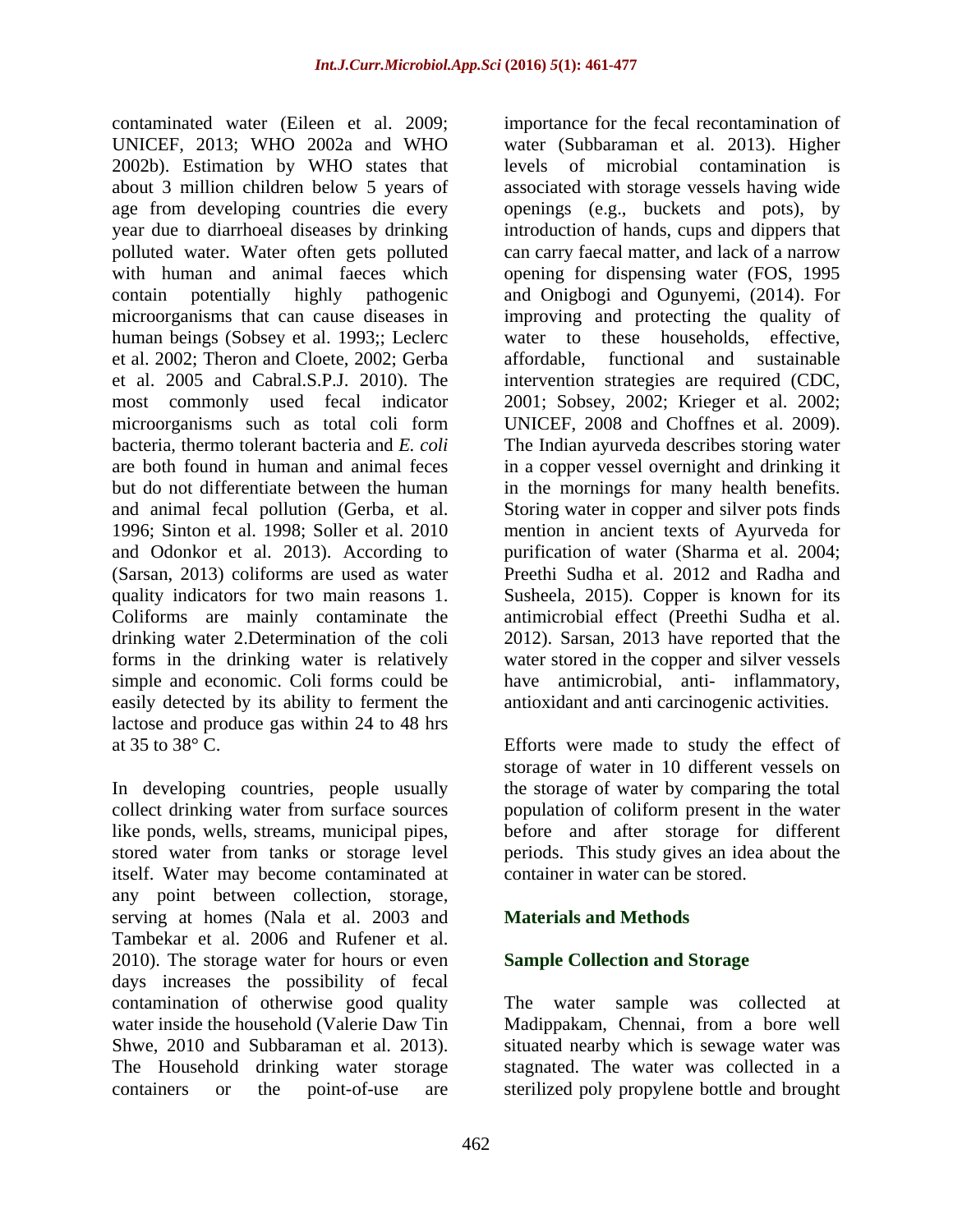contaminated water (Eileen et al. 2009; UNICEF, 2013; WHO 2002a and WHO 2002b). Estimation by WHO states that about 3 million children below 5 years of age from developing countries die every year due to diarrhoeal diseases by drinking polluted water. Water often gets polluted with human and animal faeces which contain potentially highly pathogenic microorganisms that can cause diseases in human beings (Sobsey et al. 1993;; Leclerc et al. 2002; Theron and Cloete, 2002; Gerba et al. 2005 and Cabral.S.P.J. 2010). The most commonly used fecal indicator microorganisms such as total coli form bacteria, thermo tolerant bacteria and *E. coli* are both found in human and animal feces but do not differentiate between the human and animal fecal pollution (Gerba, et al. 1996; Sinton et al. 1998; Soller et al. 2010 and Odonkor et al. 2013). According to (Sarsan, 2013) coliforms are used as water quality indicators for two main reasons 1. Coliforms are mainly contaminate the drinking water 2.Determination of the coli forms in the drinking water is relatively simple and economic. Coli forms could be easily detected by its ability to ferment the lactose and produce gas within 24 to 48 hrs at 35 to 38° C.

In developing countries, people usually collect drinking water from surface sources like ponds, wells, streams, municipal pipes, stored water from tanks or storage level itself. Water may become contaminated at any point between collection, storage, serving at homes (Nala et al. 2003 and Tambekar et al. 2006 and Rufener et al. 2010). The storage water for hours or even days increases the possibility of fecal contamination of otherwise good quality water inside the household (Valerie Daw Tin Shwe, 2010 and Subbaraman et al. 2013). The Household drinking water storage containers or the point-of-use are importance for the fecal recontamination of water (Subbaraman et al. 2013). Higher levels of microbial contamination is associated with storage vessels having wide openings (e.g., buckets and pots), by introduction of hands, cups and dippers that can carry faecal matter, and lack of a narrow opening for dispensing water (FOS, 1995 and Onigbogi and Ogunyemi, (2014). For improving and protecting the quality of water to these households, effective, affordable, functional and sustainable intervention strategies are required (CDC, 2001; Sobsey, 2002; Krieger et al. 2002; UNICEF, 2008 and Choffnes et al. 2009). The Indian ayurveda describes storing water in a copper vessel overnight and drinking it in the mornings for many health benefits. Storing water in copper and silver pots finds mention in ancient texts of Ayurveda for purification of water (Sharma et al. 2004; Preethi Sudha et al. 2012 and Radha and Susheela, 2015). Copper is known for its antimicrobial effect (Preethi Sudha et al. 2012). Sarsan, 2013 have reported that the water stored in the copper and silver vessels have antimicrobial, anti- inflammatory, antioxidant and anti carcinogenic activities.

Efforts were made to study the effect of storage of water in 10 different vessels on the storage of water by comparing the total population of coliform present in the water before and after storage for different periods. This study gives an idea about the container in water can be stored.

## Materials and Methods

### Sample Collection and Storage

The water sample was collected at Madippakam, Chennai, from a bore well situated nearby which is sewage water was stagnated. The water was collected in a sterilized poly propylene bottle and brought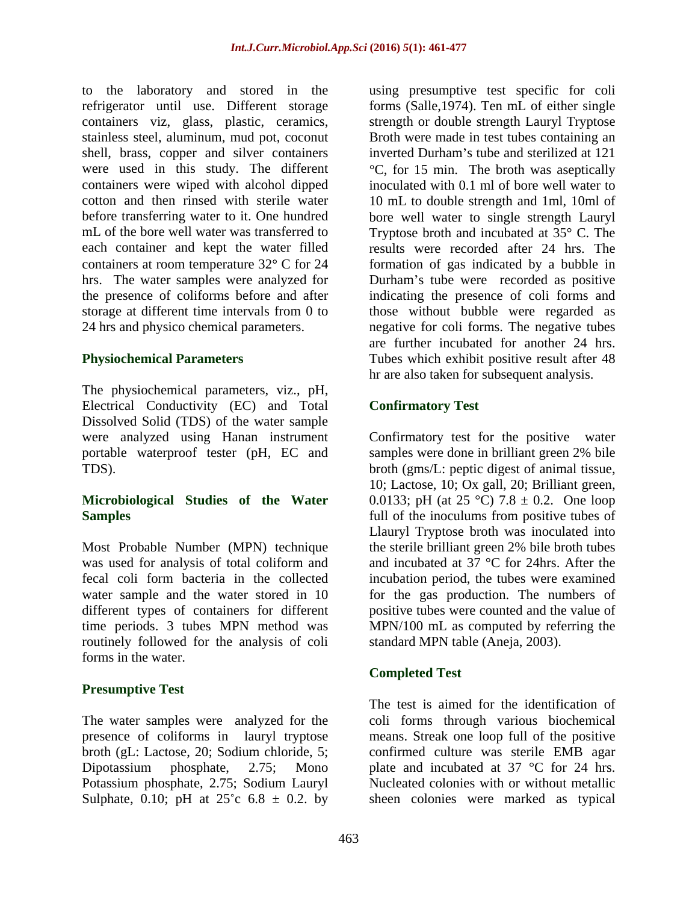to the laboratory and stored in the refrigerator until use. Different storage containers viz, glass, plastic, ceramics, stainless steel, aluminum, mud pot, coconut shell, brass, copper and silver containers were used in this study. The different containers were wiped with alcohol dipped cotton and then rinsed with sterile water before transferring water to it. One hundred mL of the bore well water was transferred to each container and kept the water filled containers at room temperature 32° C for 24 hrs. The water samples were analyzed for the presence of coliforms before and after storage at different time intervals from 0 to 24 hrs and physico chemical parameters.

## Physiochemical Parameters

The physiochemical parameters, viz., pH, Electrical Conductivity (EC) and Total Dissolved Solid (TDS) of the water sample were analyzed using Hanan instrument portable waterproof tester (pH, EC and TDS).

## Microbiological Studies of the Water Samples

Most Probable Number (MPN) technique was used for analysis of total coliform and fecal coli form bacteria in the collected water sample and the water stored in 10 different types of containers for different time periods. 3 tubes MPN method was routinely followed for the analysis of coli forms in the water.

## Presumptive Test

The water samples were analyzed for the presence of coliforms in lauryl tryptose broth (gL: Lactose, 20; Sodium chloride, 5; Dipotassium phosphate, 2.75; Mono Potassium phosphate, 2.75; Sodium Lauryl Sulphate, 0.10; pH at 25˚c 6.8 ± 0.2. by using presumptive test specific for coli forms (Salle,1974). Ten mL of either single strength or double strength Lauryl Tryptose Broth were made in test tubes containing an inverted Durham's tube and sterilized at 121 °C, for 15 min. The broth was aseptically inoculated with 0.1 ml of bore well water to 10 mL to double strength and 1ml, 10ml of bore well water to single strength Lauryl Tryptose broth and incubated at 35° C. The results were recorded after 24 hrs. The formation of gas indicated by a bubble in Durham's tube were recorded as positive indicating the presence of coli forms and those without bubble were regarded as negative for coli forms. The negative tubes are further incubated for another 24 hrs. Tubes which exhibit positive result after 48 hr are also taken for subsequent analysis.

## Confirmatory Test

Confirmatory test for the positive water samples were done in brilliant green 2% bile broth (gms/L: peptic digest of animal tissue, 10; Lactose, 10; Ox gall, 20; Brilliant green, 0.0133; pH (at 25 °C) 7.8 ± 0.2. One loop full of the inoculums from positive tubes of Llauryl Tryptose broth was inoculated into the sterile brilliant green 2% bile broth tubes and incubated at 37 °C for 24hrs. After the incubation period, the tubes were examined for the gas production. The numbers of positive tubes were counted and the value of MPN/100 mL as computed by referring the standard MPN table (Aneja, 2003).

## Completed Test

The test is aimed for the identification of coli forms through various biochemical means. Streak one loop full of the positive confirmed culture was sterile EMB agar plate and incubated at 37 °C for 24 hrs. Nucleated colonies with or without metallic sheen colonies were marked as typical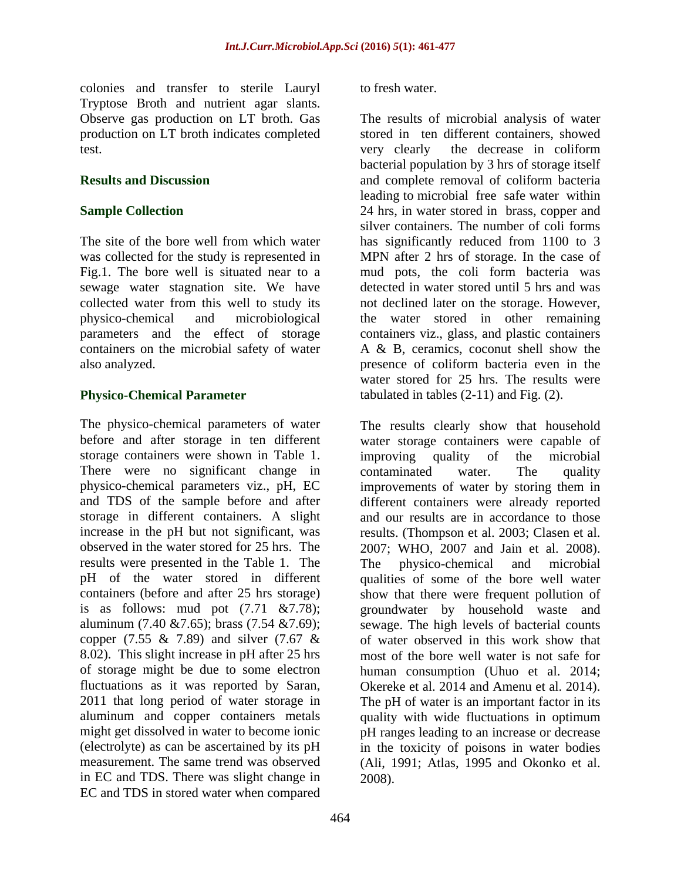colonies and transfer to sterile Lauryl Tryptose Broth and nutrient agar slants. Observe gas production on LT broth. Gas production on LT broth indicates completed test.

## Results and Discussion

### Sample Collection

The site of the bore well from which water was collected for the study is represented in Fig.1. The bore well is situated near to a sewage water stagnation site. We have collected water from this well to study its physico-chemical and microbiological parameters and the effect of storage containers on the microbial safety of water also analyzed.

### Physico-Chemical Parameter

The physico-chemical parameters of water before and after storage in ten different storage containers were shown in Table 1. There were no significant change in physico-chemical parameters viz., pH, EC and TDS of the sample before and after storage in different containers. A slight increase in the pH but not significant, was observed in the water stored for 25 hrs. The results were presented in the Table 1. The pH of the water stored in different containers (before and after 25 hrs storage) is as follows: mud pot (7.71 &7.78); aluminum (7.40 &7.65); brass (7.54 &7.69); copper (7.55 & 7.89) and silver (7.67 & 8.02). This slight increase in pH after 25 hrs of storage might be due to some electron fluctuations as it was reported by Saran, 2011 that long period of water storage in aluminum and copper containers metals might get dissolved in water to become ionic (electrolyte) as can be ascertained by its pH measurement. The same trend was observed in EC and TDS. There was slight change in EC and TDS in stored water when compared to fresh water.

The results of microbial analysis of water stored in ten different containers, showed very clearly the decrease in coliform bacterial population by 3 hrs of storage itself and complete removal of coliform bacteria leading to microbial free safe water within 24 hrs, in water stored in brass, copper and silver containers. The number of coli forms has significantly reduced from 1100 to 3 MPN after 2 hrs of storage. In the case of mud pots, the coli form bacteria was detected in water stored until 5 hrs and was not declined later on the storage. However, the water stored in other remaining containers viz., glass, and plastic containers A & B, ceramics, coconut shell show the presence of coliform bacteria even in the water stored for 25 hrs. The results were tabulated in tables (2-11) and Fig. (2).

The results clearly show that household water storage containers were capable of improving quality of the microbial contaminated water. The quality improvements of water by storing them in different containers were already reported and our results are in accordance to those results. (Thompson et al. 2003; Clasen et al. 2007; WHO, 2007 and Jain et al. 2008). The physico-chemical and microbial qualities of some of the bore well water show that there were frequent pollution of groundwater by household waste and sewage. The high levels of bacterial counts of water observed in this work show that most of the bore well water is not safe for human consumption (Uhuo et al. 2014; Okereke et al. 2014 and Amenu et al. 2014). The pH of water is an important factor in its quality with wide fluctuations in optimum pH ranges leading to an increase or decrease in the toxicity of poisons in water bodies (Ali, 1991; Atlas, 1995 and Okonko et al. 2008).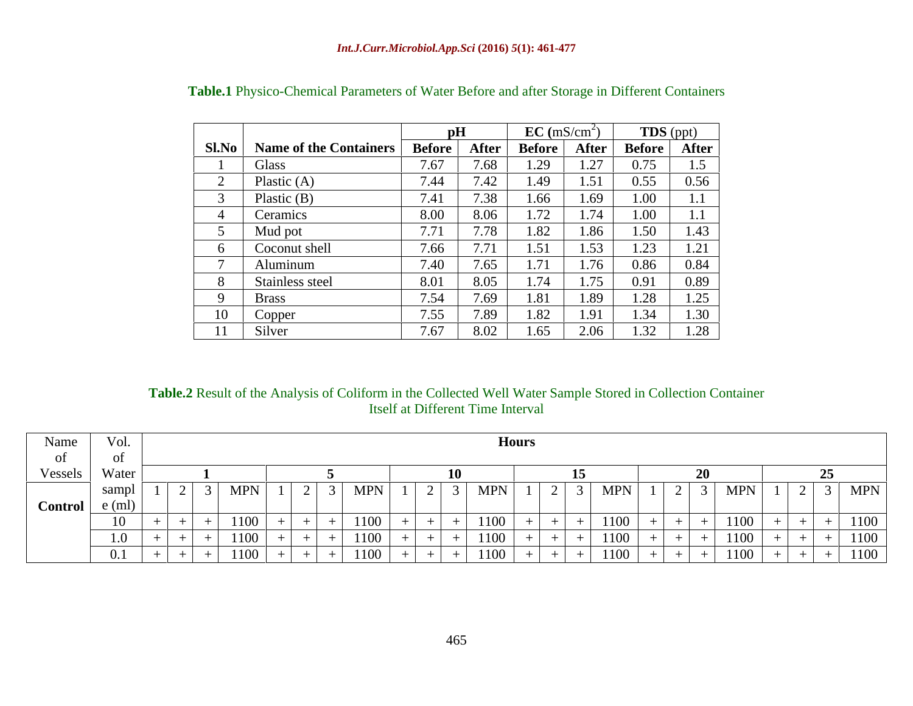**Table.1** Physico-Chemical Parameters of Water Before and after Storage in Different Containers

| Sl.No | Name of the Containers | pH | | EC (mS/cm$^2$) | | TDS (ppt) | |
|---|---|---|---|---|---|---|---|
| | | Before | After | Before | After | Before | After |
| 1 | Glass | 7.67 | 7.68 | 1.29 | 1.27 | 0.75 | 1.5 |
| 2 | Plastic (A) | 7.44 | 7.42 | 1.49 | 1.51 | 0.55 | 0.56 |
| 3 | Plastic (B) | 7.41 | 7.38 | 1.66 | 1.69 | 1.00 | 1.1 |
| 4 | Ceramics | 8.00 | 8.06 | 1.72 | 1.74 | 1.00 | 1.1 |
| 5 | Mud pot | 7.71 | 7.78 | 1.82 | 1.86 | 1.50 | 1.43 |
| 6 | Coconut shell | 7.66 | 7.71 | 1.51 | 1.53 | 1.23 | 1.21 |
| 7 | Aluminum | 7.40 | 7.65 | 1.71 | 1.76 | 0.86 | 0.84 |
| 8 | Stainless steel | 8.01 | 8.05 | 1.74 | 1.75 | 0.91 | 0.89 |
| 9 | Brass | 7.54 | 7.69 | 1.81 | 1.89 | 1.28 | 1.25 |
| 10 | Copper | 7.55 | 7.89 | 1.82 | 1.91 | 1.34 | 1.30 |
| 11 | Silver | 7.67 | 8.02 | 1.65 | 2.06 | 1.32 | 1.28 |

**Table.2** Result of the Analysis of Coliform in the Collected Well Water Sample Stored in Collection Container Itself at Different Time Interval

| Name of Vessels | Vol. of Water sample (ml) | Hours | | | | | | | | | | | | | | | | | | | | | | | |
|---|---|---|---|---|---|---|---|---|---|---|---|---|---|---|---|---|---|---|---|---|---|---|---|---|---|
| | | 1 | | | | 5 | | | | 10 | | | | 15 | | | | 20 | | | | 25 | | | |
| | | 1 | 2 | 3 | MPN | 1 | 2 | 3 | MPN | 1 | 2 | 3 | MPN | 1 | 2 | 3 | MPN | 1 | 2 | 3 | MPN | 1 | 2 | 3 | MPN |
| **Control** | 10 | + | + | + | 1100 | + | + | + | 1100 | + | + | + | 1100 | + | + | + | 1100 | + | + | + | 1100 | + | + | + | 1100 |
| | 1.0 | + | + | + | 1100 | + | + | + | 1100 | + | + | + | 1100 | + | + | + | 1100 | + | + | + | 1100 | + | + | + | 1100 |
| | 0.1 | + | + | + | 1100 | + | + | + | 1100 | + | + | + | 1100 | + | + | + | 1100 | + | + | + | 1100 | + | + | + | 1100 |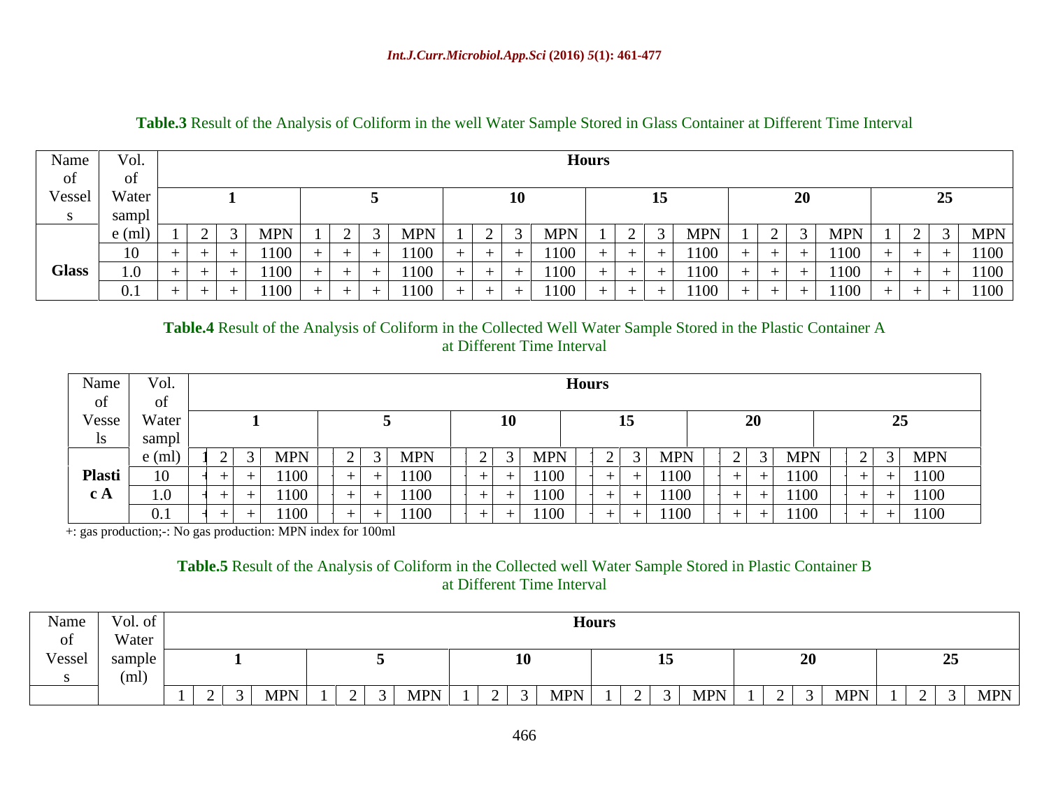**Table.3** Result of the Analysis of Coliform in the well Water Sample Stored in Glass Container at Different Time Interval

| Name of Vessels | Vol. of Water sample (ml) | Hours | | | | | | | | | | | | | | | | | | | | | | | |
|---|---|---|---|---|---|---|---|---|---|---|---|---|---|---|---|---|---|---|---|---|---|---|---|---|---|
| | | 1 | | | | 5 | | | | 10 | | | | 15 | | | | 20 | | | | 25 | | | |
| | | 1 | 2 | 3 | MPN | 1 | 2 | 3 | MPN | 1 | 2 | 3 | MPN | 1 | 2 | 3 | MPN | 1 | 2 | 3 | MPN | 1 | 2 | 3 | MPN |
| **Glass** | 10 | + | + | + | 1100 | + | + | + | 1100 | + | + | + | 1100 | + | + | + | 1100 | + | + | + | 1100 | + | + | + | 1100 |
| | 1.0 | + | + | + | 1100 | + | + | + | 1100 | + | + | + | 1100 | + | + | + | 1100 | + | + | + | 1100 | + | + | + | 1100 |
| | 0.1 | + | + | + | 1100 | + | + | + | 1100 | + | + | + | 1100 | + | + | + | 1100 | + | + | + | 1100 | + | + | + | 1100 |

**Table.4** Result of the Analysis of Coliform in the Collected Well Water Sample Stored in the Plastic Container A at Different Time Interval

| Name of Vessels | Vol. of Water sample (ml) | Hours | | | | | | | | | | | | | | | | | | | | | | | |
|---|---|---|---|---|---|---|---|---|---|---|---|---|---|---|---|---|---|---|---|---|---|---|---|---|---|
| | | 1 | | | | 5 | | | | 10 | | | | 15 | | | | 20 | | | | 25 | | | |
| | | 1 | 2 | 3 | MPN | 1 | 2 | 3 | MPN | 1 | 2 | 3 | MPN | 1 | 2 | 3 | MPN | 1 | 2 | 3 | MPN | 1 | 2 | 3 | MPN |
| **Plastic A** | 10 | + | + | + | 1100 | + | + | + | 1100 | + | + | + | 1100 | + | + | + | 1100 | + | + | + | 1100 | + | + | + | 1100 |
| | 1.0 | + | + | + | 1100 | + | + | + | 1100 | + | + | + | 1100 | + | + | + | 1100 | + | + | + | 1100 | + | + | + | 1100 |
| | 0.1 | + | + | + | 1100 | + | + | + | 1100 | + | + | + | 1100 | + | + | + | 1100 | + | + | + | 1100 | + | + | + | 1100 |

+: gas production;-: No gas production: MPN index for 100ml

**Table.5** Result of the Analysis of Coliform in the Collected well Water Sample Stored in Plastic Container B at Different Time Interval

| Name of Vessels | Vol. of Water sample (ml) | Hours | | | | | | | | | | | | | | | | | | | | | | | |
|---|---|---|---|---|---|---|---|---|---|---|---|---|---|---|---|---|---|---|---|---|---|---|---|---|---|
| | | 1 | | | | 5 | | | | 10 | | | | 15 | | | | 20 | | | | 25 | | | |
| | | 1 | 2 | 3 | MPN | 1 | 2 | 3 | MPN | 1 | 2 | 3 | MPN | 1 | 2 | 3 | MPN | 1 | 2 | 3 | MPN | 1 | 2 | 3 | MPN |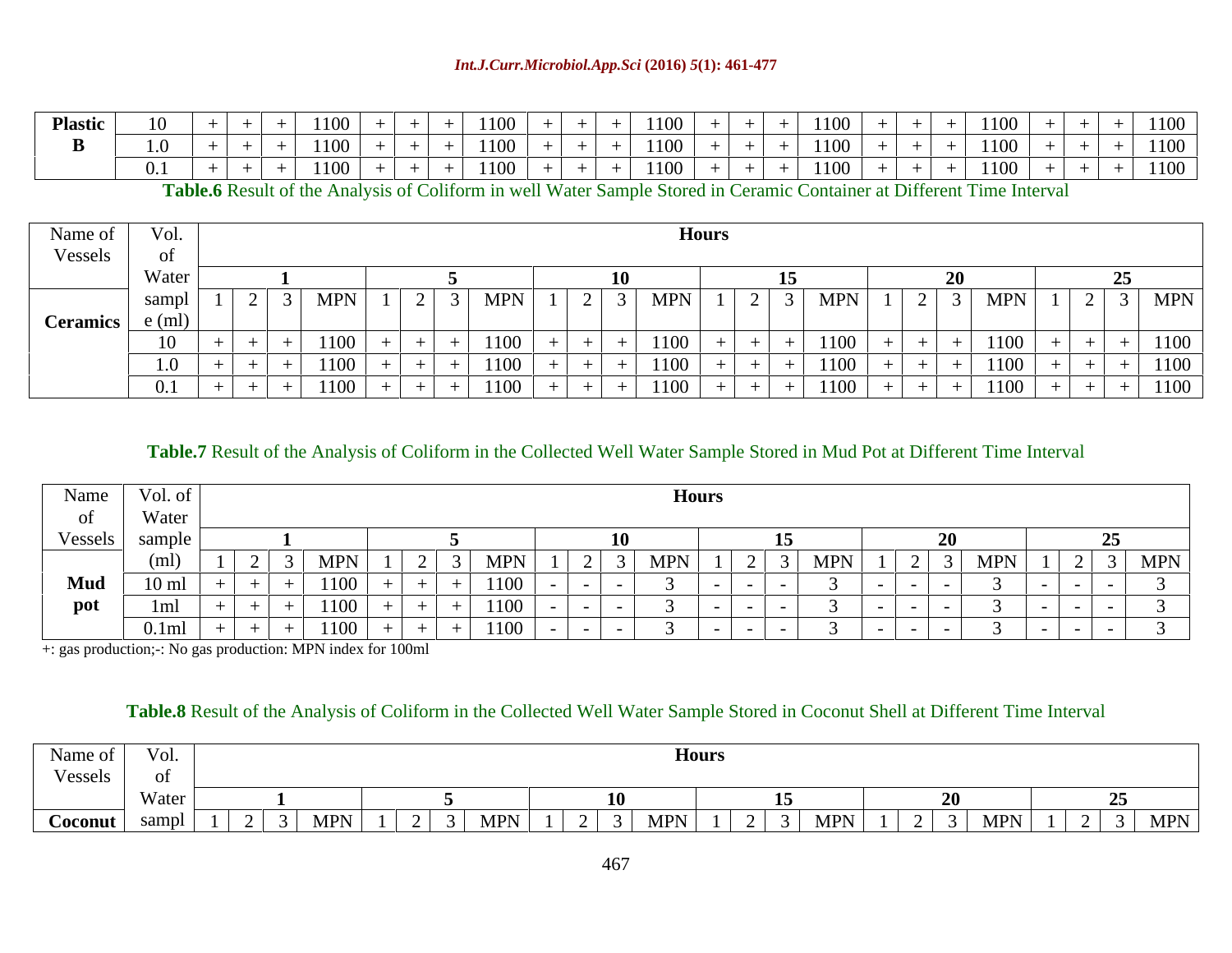| Plastic B | 10 | + | + | + | 1100 | + | + | + | 1100 | + | + | + | 1100 | + | + | + | 1100 | + | + | + | 1100 | + | + | + | 1100 |
|---|---|---|---|---|---|---|---|---|---|---|---|---|---|---|---|---|---|---|---|---|---|---|---|---|---|
| | 1.0 | + | + | + | 1100 | + | + | + | 1100 | + | + | + | 1100 | + | + | + | 1100 | + | + | + | 1100 | + | + | + | 1100 |
| | 0.1 | + | + | + | 1100 | + | + | + | 1100 | + | + | + | 1100 | + | + | + | 1100 | + | + | + | 1100 | + | + | + | 1100 |

**Table.6** Result of the Analysis of Coliform in well Water Sample Stored in Ceramic Container at Different Time Interval

| Name of Vessels | Vol. of Water sample (ml) | **Hours** | | | | | | | | | | | | | | | | | | | | | | | |
|---|---|---|---|---|---|---|---|---|---|---|---|---|---|---|---|---|---|---|---|---|---|---|---|---|---|
| | | **1** | | | | **5** | | | | **10** | | | | **15** | | | | **20** | | | | **25** | | | |
| **Ceramics** | | 1 | 2 | 3 | MPN | 1 | 2 | 3 | MPN | 1 | 2 | 3 | MPN | 1 | 2 | 3 | MPN | 1 | 2 | 3 | MPN | 1 | 2 | 3 | MPN |
| | 10 | + | + | + | 1100 | + | + | + | 1100 | + | + | + | 1100 | + | + | + | 1100 | + | + | + | 1100 | + | + | + | 1100 |
| | 1.0 | + | + | + | 1100 | + | + | + | 1100 | + | + | + | 1100 | + | + | + | 1100 | + | + | + | 1100 | + | + | + | 1100 |
| | 0.1 | + | + | + | 1100 | + | + | + | 1100 | + | + | + | 1100 | + | + | + | 1100 | + | + | + | 1100 | + | + | + | 1100 |

**Table.7** Result of the Analysis of Coliform in the Collected Well Water Sample Stored in Mud Pot at Different Time Interval

| Name of Vessels | Vol. of Water sample (ml) | **Hours** | | | | | | | | | | | | | | | | | | | | | | | |
|---|---|---|---|---|---|---|---|---|---|---|---|---|---|---|---|---|---|---|---|---|---|---|---|---|---|
| | | **1** | | | | **5** | | | | **10** | | | | **15** | | | | **20** | | | | **25** | | | |
| | | 1 | 2 | 3 | MPN | 1 | 2 | 3 | MPN | 1 | 2 | 3 | MPN | 1 | 2 | 3 | MPN | 1 | 2 | 3 | MPN | 1 | 2 | 3 | MPN |
| **Mud pot** | 10 ml | + | + | + | 1100 | + | + | + | 1100 | - | - | - | 3 | - | - | - | 3 | - | - | - | 3 | - | - | - | 3 |
| | 1ml | + | + | + | 1100 | + | + | + | 1100 | - | - | - | 3 | - | - | - | 3 | - | - | - | 3 | - | - | - | 3 |
| | 0.1ml | + | + | + | 1100 | + | + | + | 1100 | - | - | - | 3 | - | - | - | 3 | - | - | - | 3 | - | - | - | 3 |

+: gas production;-: No gas production: MPN index for 100ml

**Table.8** Result of the Analysis of Coliform in the Collected Well Water Sample Stored in Coconut Shell at Different Time Interval

| Name of Vessels | Vol. of Water sampl | **Hours** | | | | | | | | | | | | | | | | | | | | | | | |
|---|---|---|---|---|---|---|---|---|---|---|---|---|---|---|---|---|---|---|---|---|---|---|---|---|---|
| | | **1** | | | | **5** | | | | **10** | | | | **15** | | | | **20** | | | | **25** | | | |
| **Coconut** | | 1 | 2 | 3 | MPN | 1 | 2 | 3 | MPN | 1 | 2 | 3 | MPN | 1 | 2 | 3 | MPN | 1 | 2 | 3 | MPN | 1 | 2 | 3 | MPN |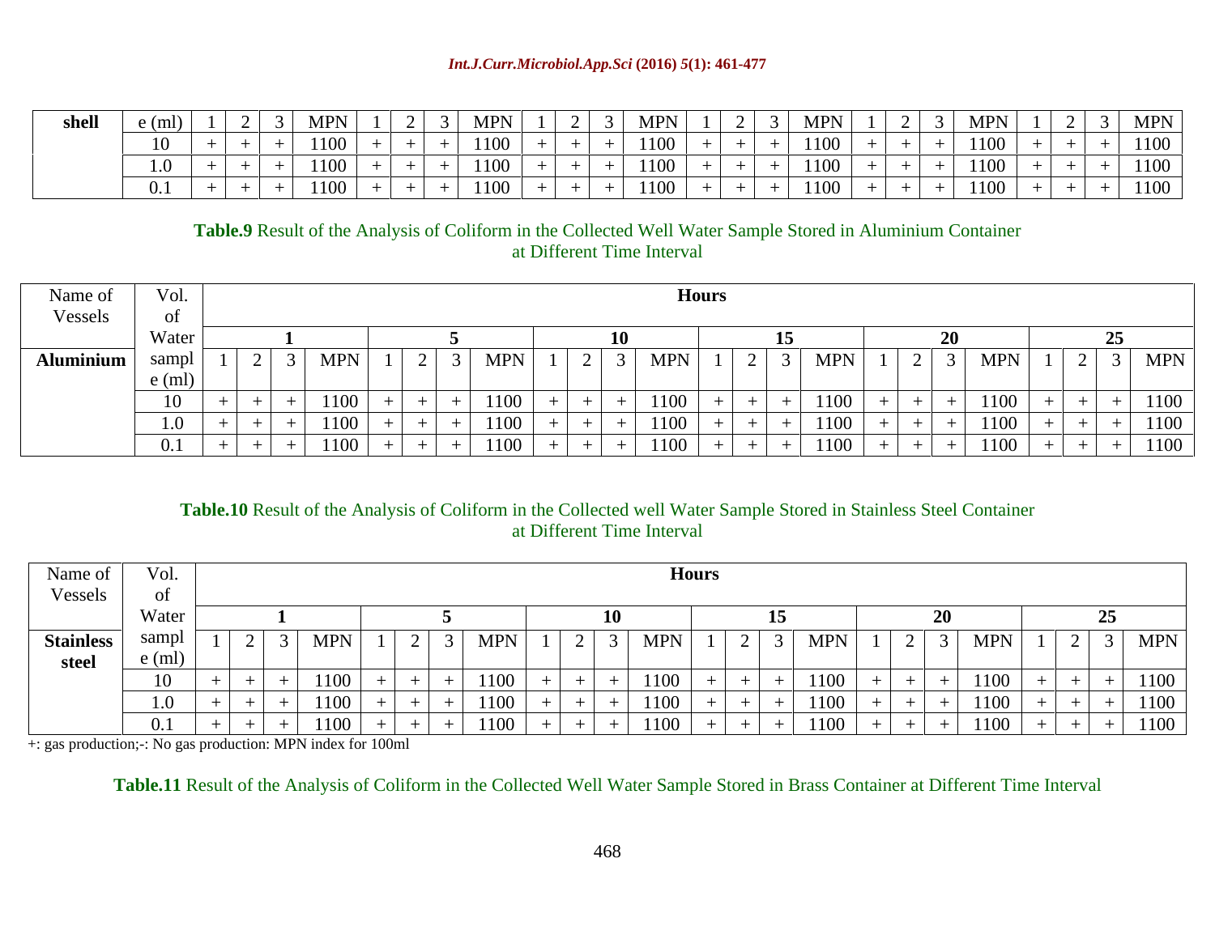| shell | e (ml) | 1 | 2 | 3 | MPN | 1 | 2 | 3 | MPN | 1 | 2 | 3 | MPN | 1 | 2 | 3 | MPN | 1 | 2 | 3 | MPN | 1 | 2 | 3 | MPN |
|---|---|---|---|---|---|---|---|---|---|---|---|---|---|---|---|---|---|---|---|---|---|---|---|---|---|
| | 10 | + | + | + | 1100 | + | + | + | 1100 | + | + | + | 1100 | + | + | + | 1100 | + | + | + | 1100 | + | + | + | 1100 |
| | 1.0 | + | + | + | 1100 | + | + | + | 1100 | + | + | + | 1100 | + | + | + | 1100 | + | + | + | 1100 | + | + | + | 1100 |
| | 0.1 | + | + | + | 1100 | + | + | + | 1100 | + | + | + | 1100 | + | + | + | 1100 | + | + | + | 1100 | + | + | + | 1100 |

**Table.9** Result of the Analysis of Coliform in the Collected Well Water Sample Stored in Aluminium Container at Different Time Interval

| Name of Vessels | Vol. of Water sample (ml) | Hours | | | | | | | | | | | | | | | | | | | | | | | |
|---|---|---|---|---|---|---|---|---|---|---|---|---|---|---|---|---|---|---|---|---|---|---|---|---|---|
| | | **1** | | | | **5** | | | | **10** | | | | **15** | | | | **20** | | | | **25** | | | |
| **Aluminium** | | 1 | 2 | 3 | MPN | 1 | 2 | 3 | MPN | 1 | 2 | 3 | MPN | 1 | 2 | 3 | MPN | 1 | 2 | 3 | MPN | 1 | 2 | 3 | MPN |
| | 10 | + | + | + | 1100 | + | + | + | 1100 | + | + | + | 1100 | + | + | + | 1100 | + | + | + | 1100 | + | + | + | 1100 |
| | 1.0 | + | + | + | 1100 | + | + | + | 1100 | + | + | + | 1100 | + | + | + | 1100 | + | + | + | 1100 | + | + | + | 1100 |
| | 0.1 | + | + | + | 1100 | + | + | + | 1100 | + | + | + | 1100 | + | + | + | 1100 | + | + | + | 1100 | + | + | + | 1100 |

**Table.10** Result of the Analysis of Coliform in the Collected well Water Sample Stored in Stainless Steel Container at Different Time Interval

| Name of Vessels | Vol. of Water sample (ml) | Hours | | | | | | | | | | | | | | | | | | | | | | | |
|---|---|---|---|---|---|---|---|---|---|---|---|---|---|---|---|---|---|---|---|---|---|---|---|---|---|
| | | **1** | | | | **5** | | | | **10** | | | | **15** | | | | **20** | | | | **25** | | | |
| **Stainless steel** | | 1 | 2 | 3 | MPN | 1 | 2 | 3 | MPN | 1 | 2 | 3 | MPN | 1 | 2 | 3 | MPN | 1 | 2 | 3 | MPN | 1 | 2 | 3 | MPN |
| | 10 | + | + | + | 1100 | + | + | + | 1100 | + | + | + | 1100 | + | + | + | 1100 | + | + | + | 1100 | + | + | + | 1100 |
| | 1.0 | + | + | + | 1100 | + | + | + | 1100 | + | + | + | 1100 | + | + | + | 1100 | + | + | + | 1100 | + | + | + | 1100 |
| | 0.1 | + | + | + | 1100 | + | + | + | 1100 | + | + | + | 1100 | + | + | + | 1100 | + | + | + | 1100 | + | + | + | 1100 |

+: gas production;-: No gas production: MPN index for 100ml

**Table.11** Result of the Analysis of Coliform in the Collected Well Water Sample Stored in Brass Container at Different Time Interval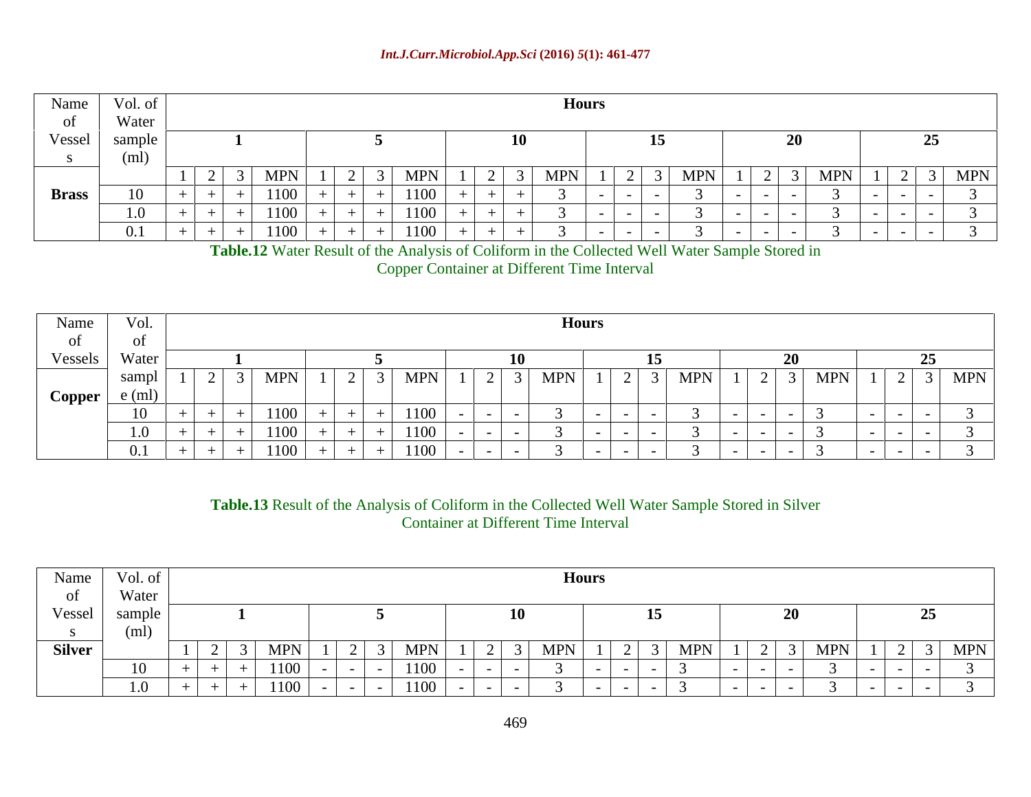| Name of Vessels | Vol. of Water sample (ml) | Hours | | | | | | | | | | | | | | | | | | | | | | | |
|---|---|---|---|---|---|---|---|---|---|---|---|---|---|---|---|---|---|---|---|---|---|---|---|---|---|
| | | 1 | | | | 5 | | | | 10 | | | | 15 | | | | 20 | | | | 25 | | | |
| | | 1 | 2 | 3 | MPN | 1 | 2 | 3 | MPN | 1 | 2 | 3 | MPN | 1 | 2 | 3 | MPN | 1 | 2 | 3 | MPN | 1 | 2 | 3 | MPN |
| **Brass** | 10 | + | + | + | 1100 | + | + | + | 1100 | + | + | + | 3 | - | - | - | 3 | - | - | - | 3 | - | - | - | 3 |
| | 1.0 | + | + | + | 1100 | + | + | + | 1100 | + | + | + | 3 | - | - | - | 3 | - | - | - | 3 | - | - | - | 3 |
| | 0.1 | + | + | + | 1100 | + | + | + | 1100 | + | + | + | 3 | - | - | - | 3 | - | - | - | 3 | - | - | - | 3 |

**Table.12** Water Result of the Analysis of Coliform in the Collected Well Water Sample Stored in Copper Container at Different Time Interval

| Name of Vessels | Vol. of Water sample (ml) | Hours | | | | | | | | | | | | | | | | | | | | | | | |
|---|---|---|---|---|---|---|---|---|---|---|---|---|---|---|---|---|---|---|---|---|---|---|---|---|---|
| | | 1 | | | | 5 | | | | 10 | | | | 15 | | | | 20 | | | | 25 | | | |
| **Copper** | | 1 | 2 | 3 | MPN | 1 | 2 | 3 | MPN | 1 | 2 | 3 | MPN | 1 | 2 | 3 | MPN | 1 | 2 | 3 | MPN | 1 | 2 | 3 | MPN |
| | 10 | + | + | + | 1100 | + | + | + | 1100 | - | - | - | 3 | - | - | - | 3 | - | - | - | 3 | - | - | - | 3 |
| | 1.0 | + | + | + | 1100 | + | + | + | 1100 | - | - | - | 3 | - | - | - | 3 | - | - | - | 3 | - | - | - | 3 |
| | 0.1 | + | + | + | 1100 | + | + | + | 1100 | - | - | - | 3 | - | - | - | 3 | - | - | - | 3 | - | - | - | 3 |

**Table.13** Result of the Analysis of Coliform in the Collected Well Water Sample Stored in Silver Container at Different Time Interval

| Name of Vessels | Vol. of Water sample (ml) | Hours | | | | | | | | | | | | | | | | | | | | | | | |
|---|---|---|---|---|---|---|---|---|---|---|---|---|---|---|---|---|---|---|---|---|---|---|---|---|---|
| | | 1 | | | | 5 | | | | 10 | | | | 15 | | | | 20 | | | | 25 | | | |
| **Silver** | | 1 | 2 | 3 | MPN | 1 | 2 | 3 | MPN | 1 | 2 | 3 | MPN | 1 | 2 | 3 | MPN | 1 | 2 | 3 | MPN | 1 | 2 | 3 | MPN |
| | 10 | + | + | + | 1100 | - | - | - | 1100 | - | - | - | 3 | - | - | - | 3 | - | - | - | 3 | - | - | - | 3 |
| | 1.0 | + | + | + | 1100 | - | - | - | 1100 | - | - | - | 3 | - | - | - | 3 | - | - | - | 3 | - | - | - | 3 |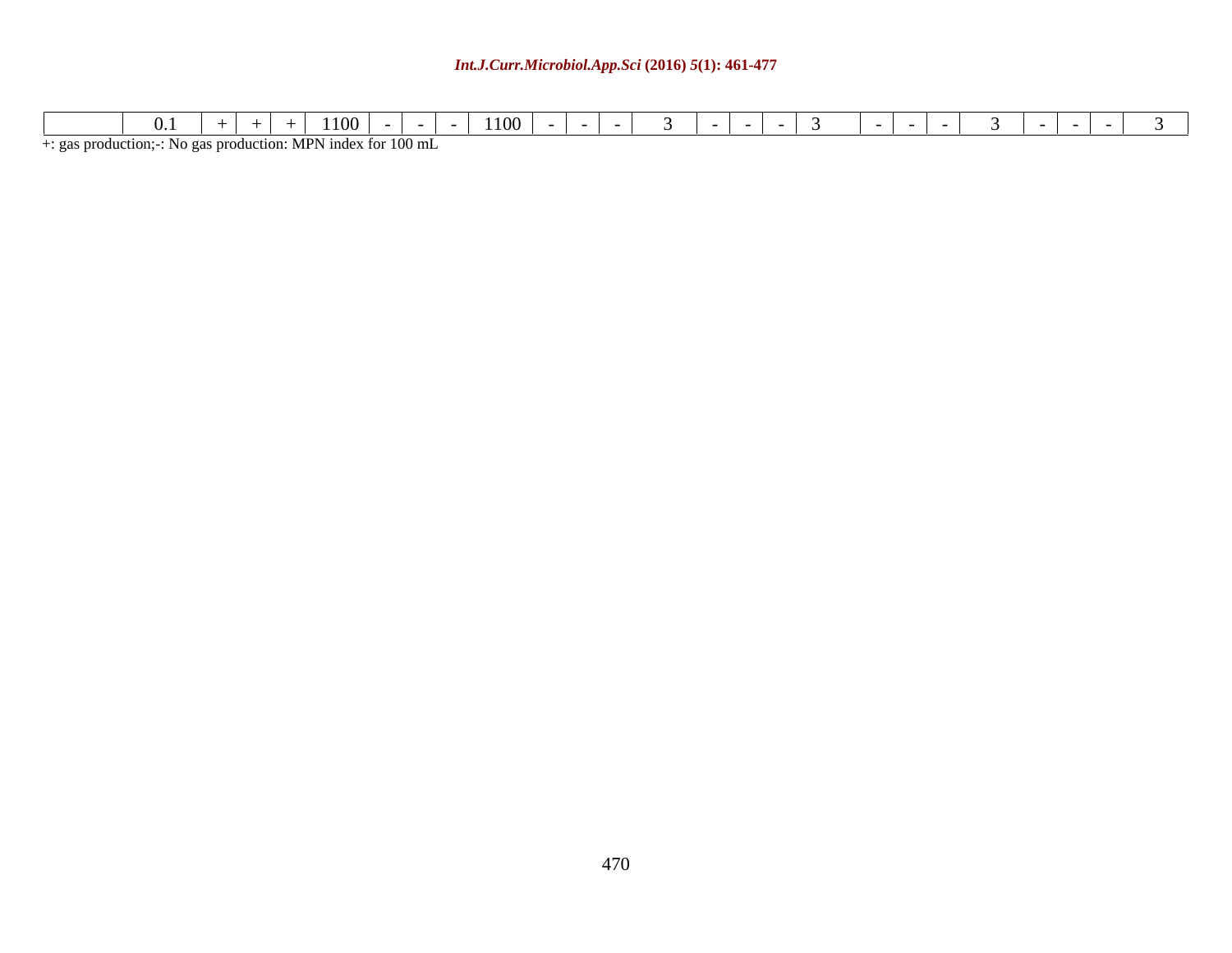|  | 0.1 | + | + | + | 1100 | - | - | - | 1100 | - | - | - | 3 | - | - | - | 3 | - | - | - | 3 | - | - | - | 3 |
|---|---|---|---|---|---|---|---|---|---|---|---|---|---|---|---|---|---|---|---|---|---|---|---|---|---|

+: gas production;-: No gas production: MPN index for 100 mL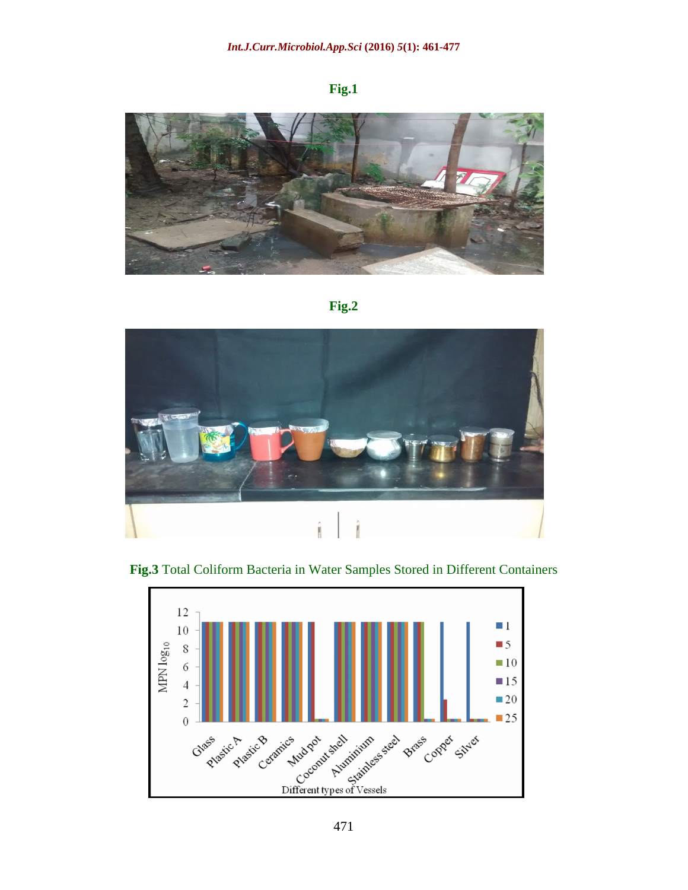**Fig.1**

**Fig.2**

**Fig.3** Total Coliform Bacteria in Water Samples Stored in Different Containers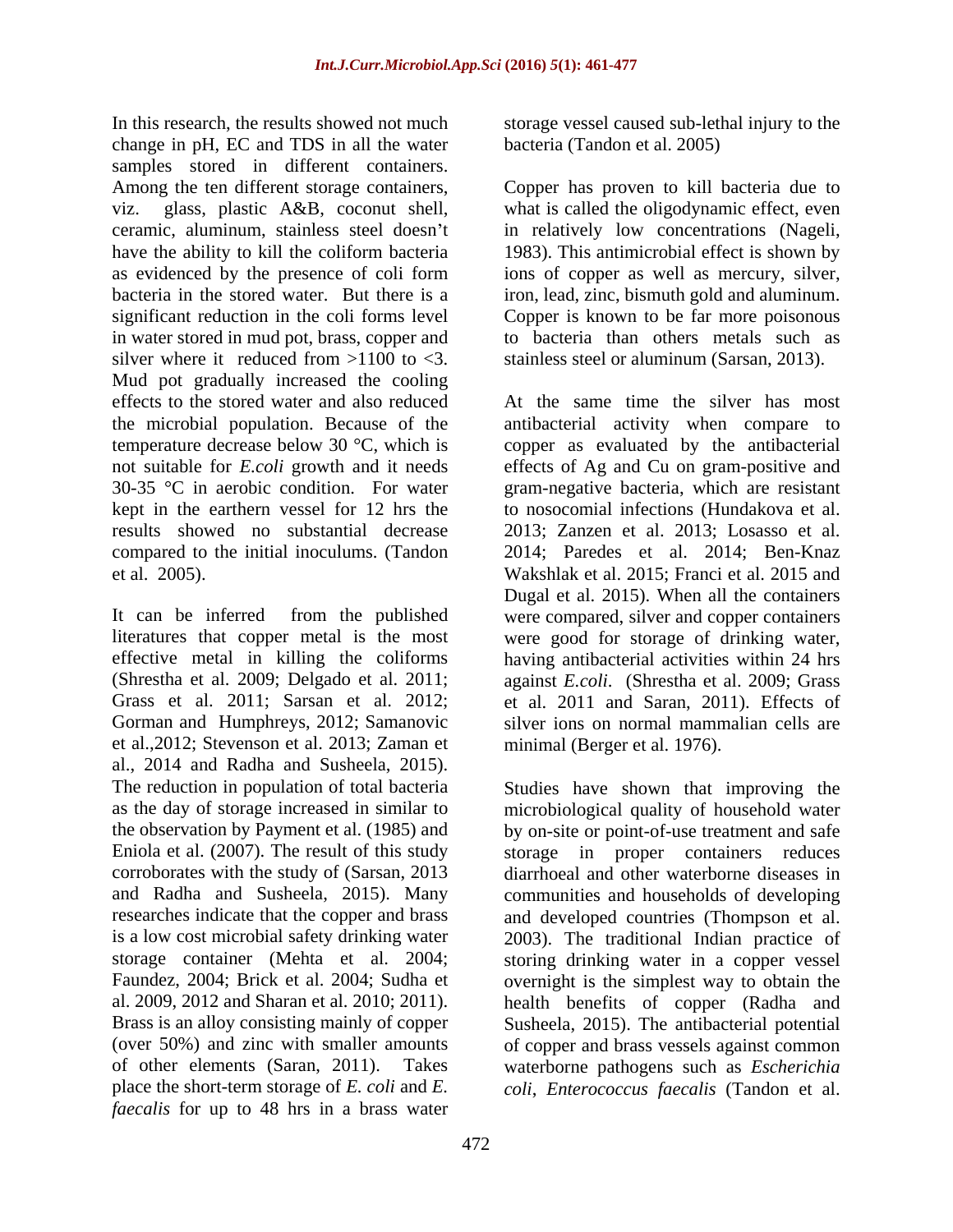In this research, the results showed not much change in pH, EC and TDS in all the water samples stored in different containers. Among the ten different storage containers, viz. glass, plastic A&B, coconut shell, ceramic, aluminum, stainless steel doesn't have the ability to kill the coliform bacteria as evidenced by the presence of coli form bacteria in the stored water. But there is a significant reduction in the coli forms level in water stored in mud pot, brass, copper and silver where it reduced from >1100 to <3. Mud pot gradually increased the cooling effects to the stored water and also reduced the microbial population. Because of the temperature decrease below 30 °C, which is not suitable for *E.coli* growth and it needs 30-35 °C in aerobic condition. For water kept in the earthern vessel for 12 hrs the results showed no substantial decrease compared to the initial inoculums. (Tandon et al. 2005).

It can be inferred from the published literatures that copper metal is the most effective metal in killing the coliforms (Shrestha et al. 2009; Delgado et al. 2011; Grass et al. 2011; Sarsan et al. 2012; Gorman and Humphreys, 2012; Samanovic et al.,2012; Stevenson et al. 2013; Zaman et al., 2014 and Radha and Susheela, 2015). The reduction in population of total bacteria as the day of storage increased in similar to the observation by Payment et al. (1985) and Eniola et al. (2007). The result of this study corroborates with the study of (Sarsan, 2013 and Radha and Susheela, 2015). Many researches indicate that the copper and brass is a low cost microbial safety drinking water storage container (Mehta et al. 2004; Faundez, 2004; Brick et al. 2004; Sudha et al. 2009, 2012 and Sharan et al. 2010; 2011). Brass is an alloy consisting mainly of copper (over 50%) and zinc with smaller amounts of other elements (Saran, 2011). Takes place the short-term storage of *E. coli* and *E. faecalis* for up to 48 hrs in a brass water storage vessel caused sub-lethal injury to the bacteria (Tandon et al. 2005)

Copper has proven to kill bacteria due to what is called the oligodynamic effect, even in relatively low concentrations (Nageli, 1983). This antimicrobial effect is shown by ions of copper as well as mercury, silver, iron, lead, zinc, bismuth gold and aluminum. Copper is known to be far more poisonous to bacteria than others metals such as stainless steel or aluminum (Sarsan, 2013).

At the same time the silver has most antibacterial activity when compare to copper as evaluated by the antibacterial effects of Ag and Cu on gram-positive and gram-negative bacteria, which are resistant to nosocomial infections (Hundakova et al. 2013; Zanzen et al. 2013; Losasso et al. 2014; Paredes et al. 2014; Ben-Knaz Wakshlak et al. 2015; Franci et al. 2015 and Dugal et al. 2015). When all the containers were compared, silver and copper containers were good for storage of drinking water, having antibacterial activities within 24 hrs against *E.coli*. (Shrestha et al. 2009; Grass et al. 2011 and Saran, 2011). Effects of silver ions on normal mammalian cells are minimal (Berger et al. 1976).

Studies have shown that improving the microbiological quality of household water by on-site or point-of-use treatment and safe storage in proper containers reduces diarrhoeal and other waterborne diseases in communities and households of developing and developed countries (Thompson et al. 2003). The traditional Indian practice of storing drinking water in a copper vessel overnight is the simplest way to obtain the health benefits of copper (Radha and Susheela, 2015). The antibacterial potential of copper and brass vessels against common waterborne pathogens such as *Escherichia coli*, *Enterococcus faecalis* (Tandon et al.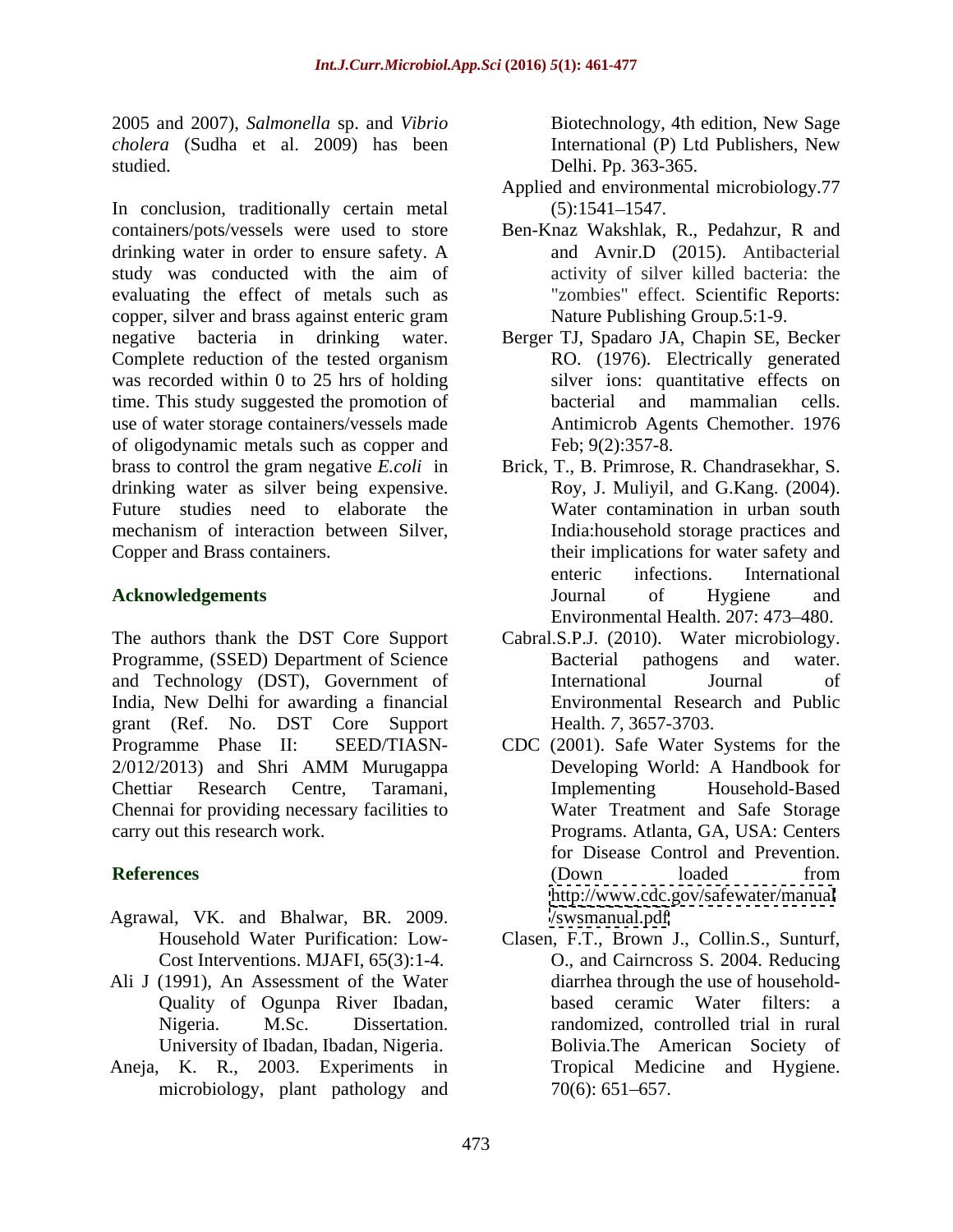2005 and 2007), *Salmonella* sp. and *Vibrio cholera* (Sudha et al. 2009) has been studied.

In conclusion, traditionally certain metal containers/pots/vessels were used to store drinking water in order to ensure safety. A study was conducted with the aim of evaluating the effect of metals such as copper, silver and brass against enteric gram negative bacteria in drinking water. Complete reduction of the tested organism was recorded within 0 to 25 hrs of holding time. This study suggested the promotion of use of water storage containers/vessels made of oligodynamic metals such as copper and brass to control the gram negative *E.coli* in drinking water as silver being expensive. Future studies need to elaborate the mechanism of interaction between Silver, Copper and Brass containers.

## Acknowledgements

The authors thank the DST Core Support Programme, (SSED) Department of Science and Technology (DST), Government of India, New Delhi for awarding a financial grant (Ref. No. DST Core Support Programme Phase II: SEED/TIASN-2/012/2013) and Shri AMM Murugappa Chettiar Research Centre, Taramani, Chennai for providing necessary facilities to carry out this research work.

## References

- Agrawal, VK. and Bhalwar, BR. 2009. Household Water Purification: Low-Cost Interventions. MJAFI, 65(3):1-4.
- Ali J (1991), An Assessment of the Water Quality of Ogunpa River Ibadan, Nigeria. M.Sc. Dissertation. University of Ibadan, Ibadan, Nigeria.
- Aneja, K. R., 2003. Experiments in microbiology, plant pathology and Biotechnology, 4th edition, New Sage International (P) Ltd Publishers, New Delhi. Pp. 363-365.
- Applied and environmental microbiology.77 (5):1541–1547.
- Ben-Knaz Wakshlak, R., Pedahzur, R and and Avnir.D (2015). Antibacterial activity of silver killed bacteria: the "zombies" effect. Scientific Reports: Nature Publishing Group.5:1-9.
- Berger TJ, Spadaro JA, Chapin SE, Becker RO. (1976). Electrically generated silver ions: quantitative effects on bacterial and mammalian cells. Antimicrob Agents Chemother. 1976 Feb; 9(2):357-8.
- Brick, T., B. Primrose, R. Chandrasekhar, S. Roy, J. Muliyil, and G.Kang. (2004). Water contamination in urban south India:household storage practices and their implications for water safety and enteric infections. International Journal of Hygiene and Environmental Health. 207: 473–480.
- Cabral.S.P.J. (2010). Water microbiology. Bacterial pathogens and water. International Journal of Environmental Research and Public Health. *7*, 3657-3703.
- CDC (2001). Safe Water Systems for the Developing World: A Handbook for Implementing Household-Based Water Treatment and Safe Storage Programs. Atlanta, GA, USA: Centers for Disease Control and Prevention. (Down loaded from http://www.cdc.gov/safewater/manual/swsmanual.pdf
- Clasen, F.T., Brown J., Collin.S., Sunturf, O., and Cairncross S. 2004. Reducing diarrhea through the use of household-based ceramic Water filters: a randomized, controlled trial in rural Bolivia.The American Society of Tropical Medicine and Hygiene. 70(6): 651–657.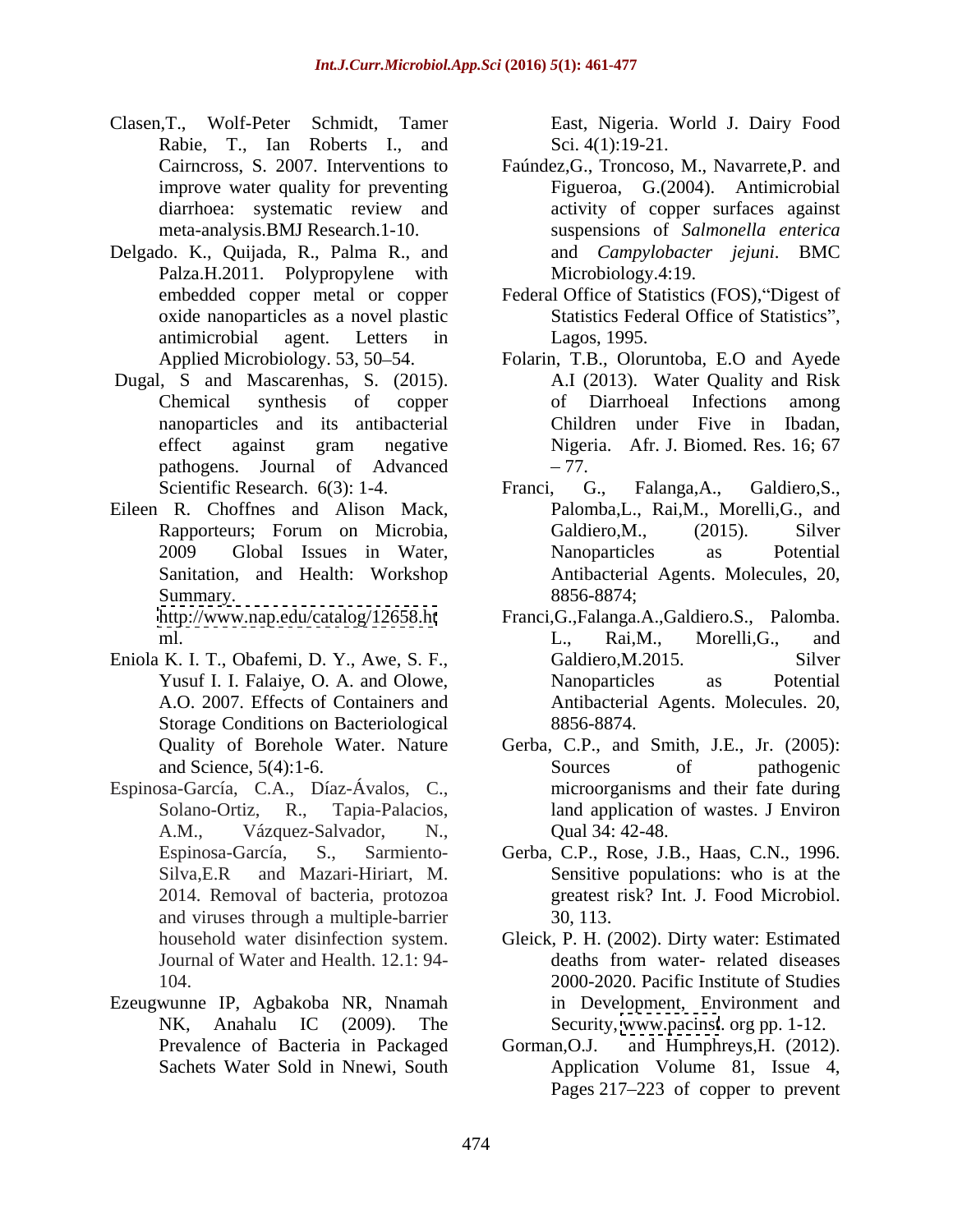Clasen,T., Wolf-Peter Schmidt, Tamer Rabie, T., Ian Roberts I., and Cairncross, S. 2007. Interventions to improve water quality for preventing diarrhoea: systematic review and meta-analysis.BMJ Research.1-10.

Delgado. K., Quijada, R., Palma R., and Palza.H.2011. Polypropylene with embedded copper metal or copper oxide nanoparticles as a novel plastic antimicrobial agent. Letters in Applied Microbiology. 53, 50–54.

Dugal, S and Mascarenhas, S. (2015). Chemical synthesis of copper nanoparticles and its antibacterial effect against gram negative pathogens. Journal of Advanced Scientific Research. 6(3): 1-4.

Eileen R. Choffnes and Alison Mack, Rapporteurs; Forum on Microbia, 2009 Global Issues in Water, Sanitation, and Health: Workshop Summary. http://www.nap.edu/catalog/12658.html.

Eniola K. I. T., Obafemi, D. Y., Awe, S. F., Yusuf I. I. Falaiye, O. A. and Olowe, A.O. 2007. Effects of Containers and Storage Conditions on Bacteriological Quality of Borehole Water. Nature and Science, 5(4):1-6.

Espinosa-García, C.A., Díaz-Ávalos, C., Solano-Ortiz, R., Tapia-Palacios, A.M., Vázquez-Salvador, N., Espinosa-García, S., Sarmiento-Silva,E.R and Mazari-Hiriart, M. 2014. Removal of bacteria, protozoa and viruses through a multiple-barrier household water disinfection system. Journal of Water and Health. 12.1: 94-104.

Ezeugwunne IP, Agbakoba NR, Nnamah NK, Anahalu IC (2009). The Prevalence of Bacteria in Packaged Sachets Water Sold in Nnewi, South East, Nigeria. World J. Dairy Food Sci. 4(1):19-21.

Faúndez,G., Troncoso, M., Navarrete,P. and Figueroa, G.(2004). Antimicrobial activity of copper surfaces against suspensions of *Salmonella enterica* and *Campylobacter jejuni*. BMC Microbiology.4:19.

Federal Office of Statistics (FOS),"Digest of Statistics Federal Office of Statistics", Lagos, 1995.

Folarin, T.B., Oloruntoba, E.O and Ayede A.I (2013). Water Quality and Risk of Diarrhoeal Infections among Children under Five in Ibadan, Nigeria. Afr. J. Biomed. Res. 16; 67 – 77.

Franci, G., Falanga,A., Galdiero,S., Palomba,L., Rai,M., Morelli,G., and Galdiero,M., (2015). Silver Nanoparticles as Potential Antibacterial Agents. Molecules, 20, 8856-8874;

Franci,G.,Falanga.A.,Galdiero.S., Palomba. L., Rai,M., Morelli,G., and Galdiero,M.2015. Silver Nanoparticles as Potential Antibacterial Agents. Molecules. 20, 8856-8874.

Gerba, C.P., and Smith, J.E., Jr. (2005): Sources of pathogenic microorganisms and their fate during land application of wastes. J Environ Qual 34: 42-48.

Gerba, C.P., Rose, J.B., Haas, C.N., 1996. Sensitive populations: who is at the greatest risk? Int. J. Food Microbiol. 30, 113.

Gleick, P. H. (2002). Dirty water: Estimated deaths from water- related diseases 2000-2020. Pacific Institute of Studies in Development, Environment and Security, www.pacinst. org pp. 1-12.

Gorman,O.J. and Humphreys,H. (2012). Application Volume 81, Issue 4, Pages 217–223 of copper to prevent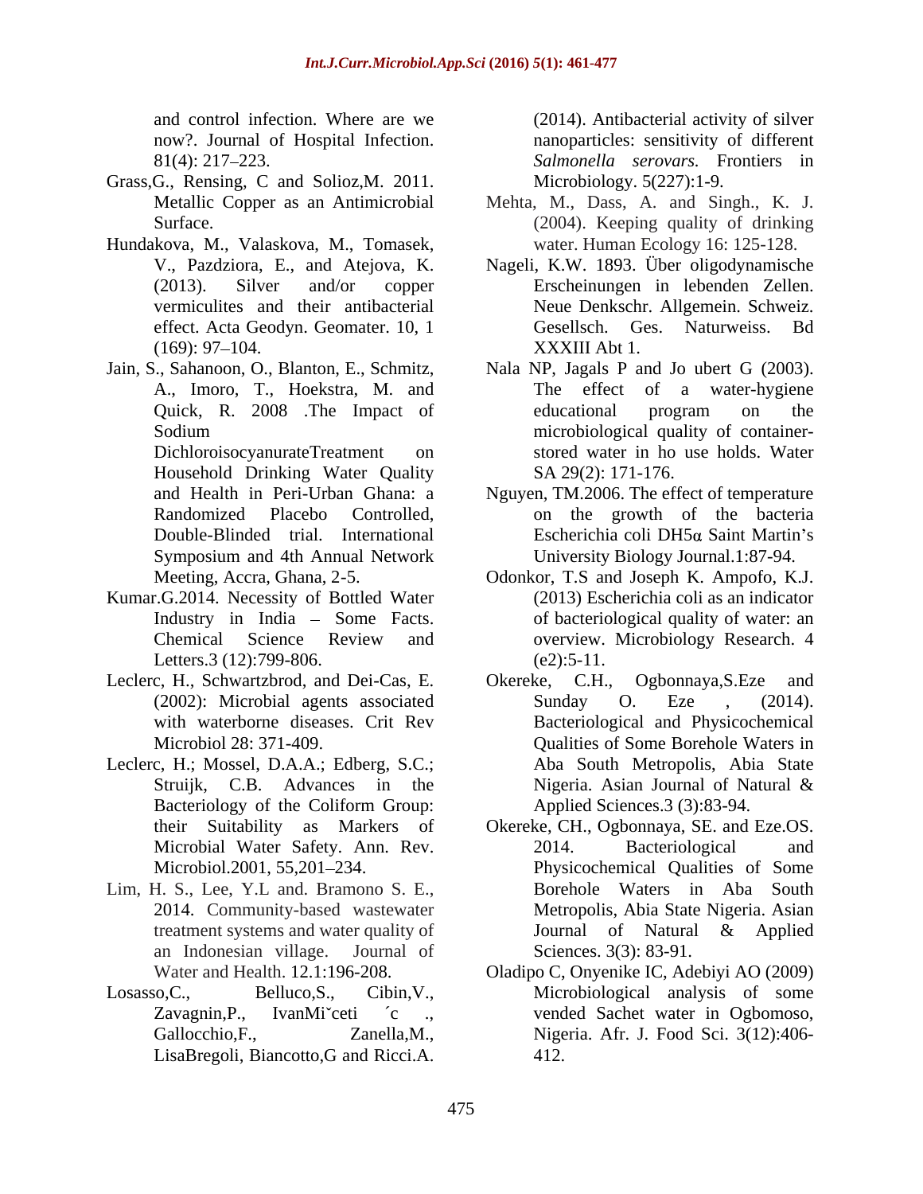and control infection. Where are we now?. Journal of Hospital Infection. 81(4): 217–223.

Grass,G., Rensing, C and Solioz,M. 2011. Metallic Copper as an Antimicrobial Surface.

Hundakova, M., Valaskova, M., Tomasek, V., Pazdziora, E., and Atejova, K. (2013). Silver and/or copper vermiculites and their antibacterial effect. Acta Geodyn. Geomater. 10, 1 (169): 97–104.

Jain, S., Sahanoon, O., Blanton, E., Schmitz, A., Imoro, T., Hoekstra, M. and Quick, R. 2008 .The Impact of Sodium DichloroisocyanurateTreatment on Household Drinking Water Quality and Health in Peri-Urban Ghana: a Randomized Placebo Controlled, Double-Blinded trial. International Symposium and 4th Annual Network Meeting, Accra, Ghana, 2-5.

Kumar.G.2014. Necessity of Bottled Water Industry in India – Some Facts. Chemical Science Review and Letters.3 (12):799-806.

Leclerc, H., Schwartzbrod, and Dei-Cas, E. (2002): Microbial agents associated with waterborne diseases. Crit Rev Microbiol 28: 371-409.

Leclerc, H.; Mossel, D.A.A.; Edberg, S.C.; Struijk, C.B. Advances in the Bacteriology of the Coliform Group: their Suitability as Markers of Microbial Water Safety. Ann. Rev. Microbiol.2001, 55,201–234.

Lim, H. S., Lee, Y.L and. Bramono S. E., 2014. Community-based wastewater treatment systems and water quality of an Indonesian village. Journal of Water and Health. 12.1:196-208.

Losasso,C., Belluco,S., Cibin,V., Zavagnin,P., IvanMi˘ceti ´c ., Gallocchio,F., Zanella,M., LisaBregoli, Biancotto,G and Ricci.A. (2014). Antibacterial activity of silver nanoparticles: sensitivity of different *Salmonella serovars.* Frontiers in Microbiology. 5(227):1-9.

Mehta, M., Dass, A. and Singh., K. J. (2004). Keeping quality of drinking water. Human Ecology 16: 125-128.

Nageli, K.W. 1893. Über oligodynamische Erscheinungen in lebenden Zellen. Neue Denkschr. Allgemein. Schweiz. Gesellsch. Ges. Naturweiss. Bd XXXIII Abt 1.

Nala NP, Jagals P and Jo ubert G (2003). The effect of a water-hygiene educational program on the microbiological quality of container-stored water in ho use holds. Water SA 29(2): 171-176.

Nguyen, TM.2006. The effect of temperature on the growth of the bacteria Escherichia coli DH5α Saint Martin's University Biology Journal.1:87-94.

Odonkor, T.S and Joseph K. Ampofo, K.J. (2013) Escherichia coli as an indicator of bacteriological quality of water: an overview. Microbiology Research. 4 (e2):5-11.

Okereke, C.H., Ogbonnaya,S.Eze and Sunday O. Eze , (2014). Bacteriological and Physicochemical Qualities of Some Borehole Waters in Aba South Metropolis, Abia State Nigeria. Asian Journal of Natural & Applied Sciences.3 (3):83-94.

Okereke, CH., Ogbonnaya, SE. and Eze.OS. 2014. Bacteriological and Physicochemical Qualities of Some Borehole Waters in Aba South Metropolis, Abia State Nigeria. Asian Journal of Natural & Applied Sciences. 3(3): 83-91.

Oladipo C, Onyenike IC, Adebiyi AO (2009) Microbiological analysis of some vended Sachet water in Ogbomoso, Nigeria. Afr. J. Food Sci. 3(12):406-412.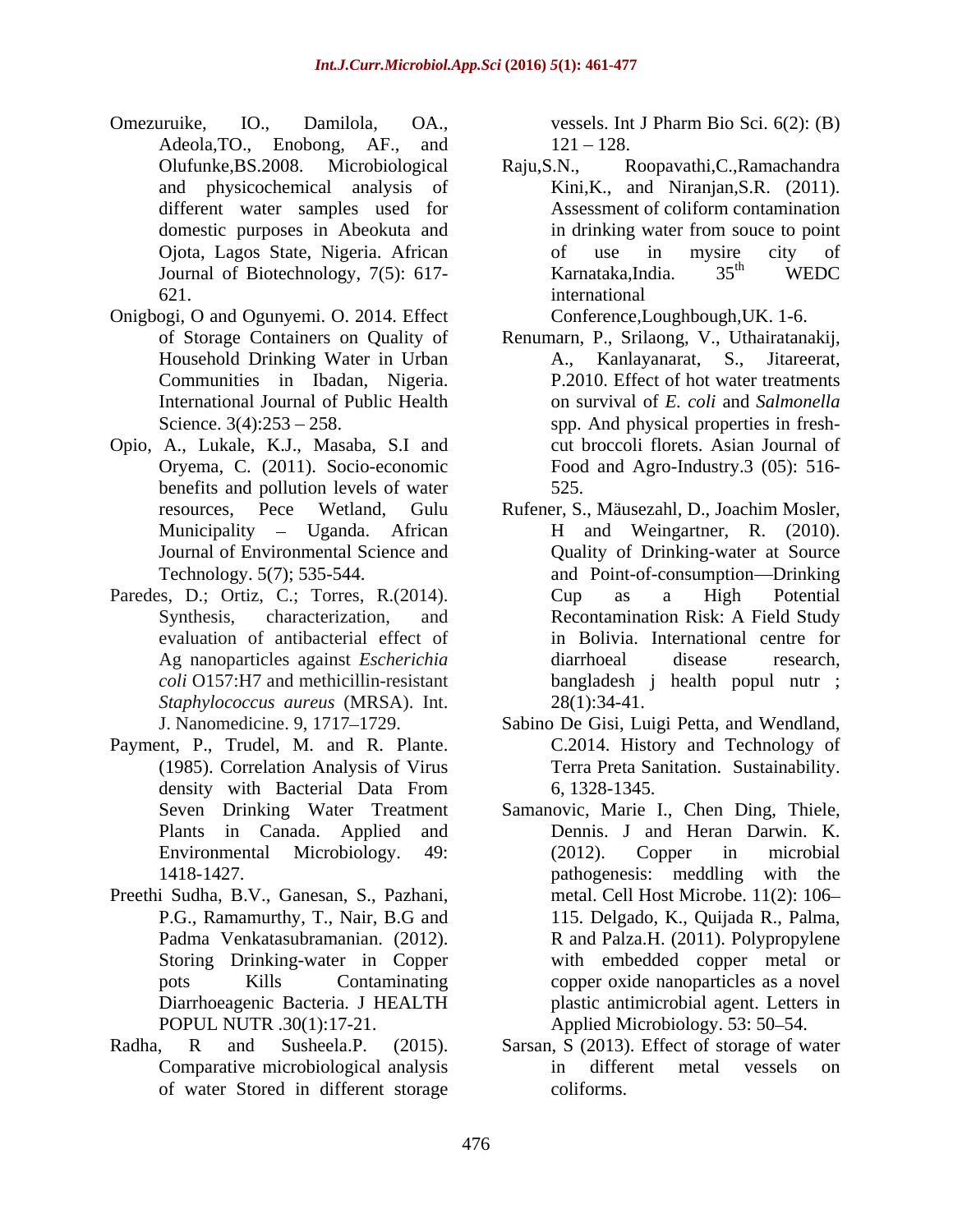Omezuruike, IO., Damilola, OA., Adeola,TO., Enobong, AF., and Olufunke,BS.2008. Microbiological and physicochemical analysis of different water samples used for domestic purposes in Abeokuta and Ojota, Lagos State, Nigeria. African Journal of Biotechnology, 7(5): 617-621.

Onigbogi, O and Ogunyemi. O. 2014. Effect of Storage Containers on Quality of Household Drinking Water in Urban Communities in Ibadan, Nigeria. International Journal of Public Health Science. 3(4):253 – 258.

Opio, A., Lukale, K.J., Masaba, S.I and Oryema, C. (2011). Socio-economic benefits and pollution levels of water resources, Pece Wetland, Gulu Municipality – Uganda. African Journal of Environmental Science and Technology. 5(7); 535-544.

Paredes, D.; Ortiz, C.; Torres, R.(2014). Synthesis, characterization, and evaluation of antibacterial effect of Ag nanoparticles against *Escherichia coli* O157:H7 and methicillin-resistant *Staphylococcus aureus* (MRSA). Int. J. Nanomedicine. 9, 1717–1729.

Payment, P., Trudel, M. and R. Plante. (1985). Correlation Analysis of Virus density with Bacterial Data From Seven Drinking Water Treatment Plants in Canada. Applied and Environmental Microbiology. 49: 1418-1427.

Preethi Sudha, B.V., Ganesan, S., Pazhani, P.G., Ramamurthy, T., Nair, B.G and Padma Venkatasubramanian. (2012). Storing Drinking-water in Copper pots Kills Contaminating Diarrhoeagenic Bacteria. J HEALTH POPUL NUTR .30(1):17-21.

Radha, R and Susheela.P. (2015). Comparative microbiological analysis of water Stored in different storage vessels. Int J Pharm Bio Sci. 6(2): (B) 121 – 128.

Raju,S.N., Roopavathi,C.,Ramachandra Kini,K., and Niranjan,S.R. (2011). Assessment of coliform contamination in drinking water from souce to point of use in mysire city of Karnataka,India. 35[th] WEDC international Conference,Loughbough,UK. 1-6.

Renumarn, P., Srilaong, V., Uthairatanakij, A., Kanlayanarat, S., Jitareerat, P.2010. Effect of hot water treatments on survival of *E. coli* and *Salmonella* spp. And physical properties in fresh-cut broccoli florets. Asian Journal of Food and Agro-Industry.3 (05): 516-525.

Rufener, S., Mäusezahl, D., Joachim Mosler, H and Weingartner, R. (2010). Quality of Drinking-water at Source and Point-of-consumption—Drinking Cup as a High Potential Recontamination Risk: A Field Study in Bolivia. International centre for diarrhoeal disease research, bangladesh j health popul nutr ; 28(1):34-41.

Sabino De Gisi, Luigi Petta, and Wendland, C.2014. History and Technology of Terra Preta Sanitation. Sustainability. 6, 1328-1345.

Samanovic, Marie I., Chen Ding, Thiele, Dennis. J and Heran Darwin. K. (2012). Copper in microbial pathogenesis: meddling with the metal. Cell Host Microbe. 11(2): 106–115. Delgado, K., Quijada R., Palma, R and Palza.H. (2011). Polypropylene with embedded copper metal or copper oxide nanoparticles as a novel plastic antimicrobial agent. Letters in Applied Microbiology. 53: 50–54.

Sarsan, S (2013). Effect of storage of water in different metal vessels on coliforms.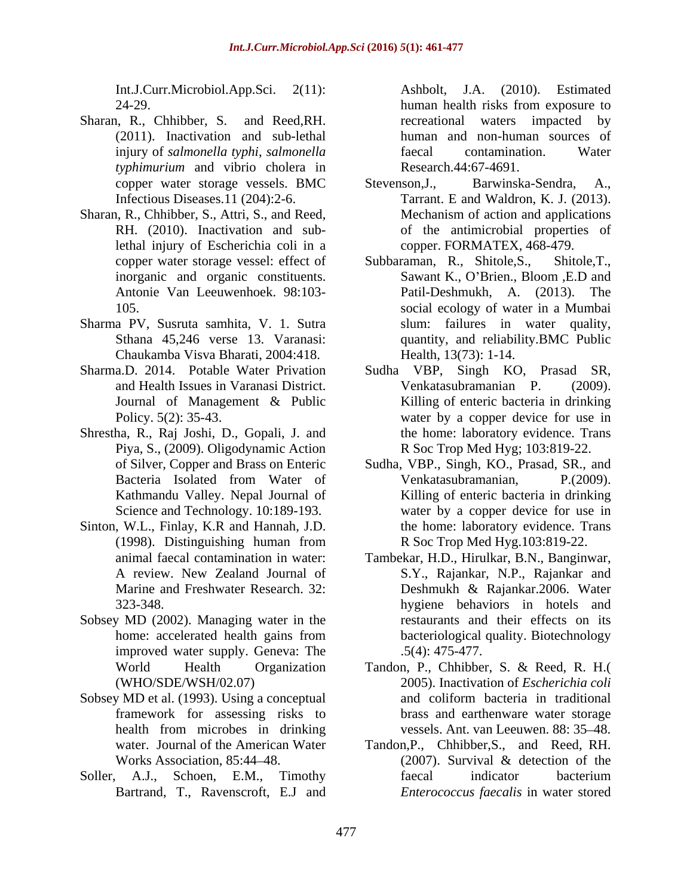Int.J.Curr.Microbiol.App.Sci. 2(11): 24-29.

Sharan, R., Chhibber, S. and Reed,RH. (2011). Inactivation and sub-lethal injury of *salmonella typhi*, *salmonella typhimurium* and vibrio cholera in copper water storage vessels. BMC Infectious Diseases.11 (204):2-6.

Sharan, R., Chhibber, S., Attri, S., and Reed, RH. (2010). Inactivation and sub-lethal injury of Escherichia coli in a copper water storage vessel: effect of inorganic and organic constituents. Antonie Van Leeuwenhoek. 98:103-105.

Sharma PV, Susruta samhita, V. 1. Sutra Sthana 45,246 verse 13. Varanasi: Chaukamba Visva Bharati, 2004:418.

Sharma.D. 2014. Potable Water Privation and Health Issues in Varanasi District. Journal of Management & Public Policy. 5(2): 35-43.

Shrestha, R., Raj Joshi, D., Gopali, J. and Piya, S., (2009). Oligodynamic Action of Silver, Copper and Brass on Enteric Bacteria Isolated from Water of Kathmandu Valley. Nepal Journal of Science and Technology. 10:189-193.

Sinton, W.L., Finlay, K.R and Hannah, J.D. (1998). Distinguishing human from animal faecal contamination in water: A review. New Zealand Journal of Marine and Freshwater Research. 32: 323-348.

Sobsey MD (2002). Managing water in the home: accelerated health gains from improved water supply. Geneva: The World Health Organization (WHO/SDE/WSH/02.07)

Sobsey MD et al. (1993). Using a conceptual framework for assessing risks to health from microbes in drinking water. Journal of the American Water Works Association, 85:44–48.

Soller, A.J., Schoen, E.M., Timothy Bartrand, T., Ravenscroft, E.J and Ashbolt, J.A. (2010). Estimated human health risks from exposure to recreational waters impacted by human and non-human sources of faecal contamination. Water Research.44:67-4691.

Stevenson,J., Barwinska-Sendra, A., Tarrant. E and Waldron, K. J. (2013). Mechanism of action and applications of the antimicrobial properties of copper. FORMATEX, 468-479.

Subbaraman, R., Shitole,S., Shitole,T., Sawant K., O'Brien., Bloom ,E.D and Patil-Deshmukh, A. (2013). The social ecology of water in a Mumbai slum: failures in water quality, quantity, and reliability.BMC Public Health, 13(73): 1-14.

Sudha VBP, Singh KO, Prasad SR, Venkatasubramanian P. (2009). Killing of enteric bacteria in drinking water by a copper device for use in the home: laboratory evidence. Trans R Soc Trop Med Hyg; 103:819-22.

Sudha, VBP., Singh, KO., Prasad, SR., and Venkatasubramanian, P.(2009). Killing of enteric bacteria in drinking water by a copper device for use in the home: laboratory evidence. Trans R Soc Trop Med Hyg.103:819-22.

Tambekar, H.D., Hirulkar, B.N., Banginwar, S.Y., Rajankar, N.P., Rajankar and Deshmukh & Rajankar.2006. Water hygiene behaviors in hotels and restaurants and their effects on its bacteriological quality. Biotechnology .5(4): 475-477.

Tandon, P., Chhibber, S. & Reed, R. H.( 2005). Inactivation of *Escherichia coli* and coliform bacteria in traditional brass and earthenware water storage vessels. Ant. van Leeuwen. 88: 35–48.

Tandon,P., Chhibber,S., and Reed, RH. (2007). Survival & detection of the faecal indicator bacterium *Enterococcus faecalis* in water stored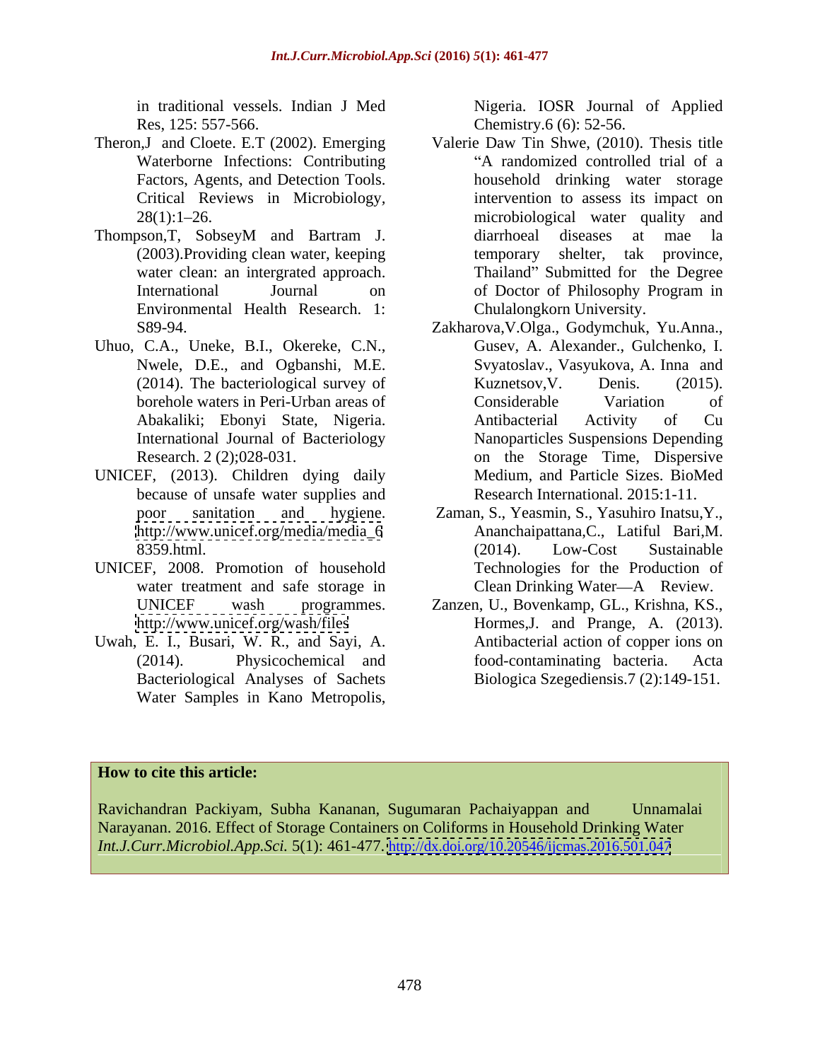in traditional vessels. Indian J Med Res, 125: 557-566.

Theron,J and Cloete. E.T (2002). Emerging Waterborne Infections: Contributing Factors, Agents, and Detection Tools. Critical Reviews in Microbiology, 28(1):1–26.

Thompson,T, SobseyM and Bartram J. (2003).Providing clean water, keeping water clean: an intergrated approach. International Journal on Environmental Health Research. 1: S89-94.

Uhuo, C.A., Uneke, B.I., Okereke, C.N., Nwele, D.E., and Ogbanshi, M.E. (2014). The bacteriological survey of borehole waters in Peri-Urban areas of Abakaliki; Ebonyi State, Nigeria. International Journal of Bacteriology Research. 2 (2);028-031.

UNICEF, (2013). Children dying daily because of unsafe water supplies and poor sanitation and hygiene. http://www.unicef.org/media/media_68359.html.

UNICEF, 2008. Promotion of household water treatment and safe storage in UNICEF wash programmes. http://www.unicef.org/wash/files

Uwah, E. I., Busari, W. R., and Sayi, A. (2014). Physicochemical and Bacteriological Analyses of Sachets Water Samples in Kano Metropolis, Nigeria. IOSR Journal of Applied Chemistry.6 (6): 52-56.

Valerie Daw Tin Shwe, (2010). Thesis title "A randomized controlled trial of a household drinking water storage intervention to assess its impact on microbiological water quality and diarrhoeal diseases at mae la temporary shelter, tak province, Thailand" Submitted for the Degree of Doctor of Philosophy Program in Chulalongkorn University.

Zakharova,V.Olga., Godymchuk, Yu.Anna., Gusev, A. Alexander., Gulchenko, I. Svyatoslav., Vasyukova, A. Inna and Kuznetsov,V. Denis. (2015). Considerable Variation of Antibacterial Activity of Cu Nanoparticles Suspensions Depending on the Storage Time, Dispersive Medium, and Particle Sizes. BioMed Research International. 2015:1-11.

Zaman, S., Yeasmin, S., Yasuhiro Inatsu,Y., Ananchaipattana,C., Latiful Bari,M. (2014). Low-Cost Sustainable Technologies for the Production of Clean Drinking Water—A Review.

Zanzen, U., Bovenkamp, GL., Krishna, KS., Hormes,J. and Prange, A. (2013). Antibacterial action of copper ions on food-contaminating bacteria. Acta Biologica Szegediensis.7 (2):149-151.

**How to cite this article:**

Ravichandran Packiyam, Subha Kananan, Sugumaran Pachaiyappan and Unnamalai Narayanan. 2016. Effect of Storage Containers on Coliforms in Household Drinking Water *Int.J.Curr.Microbiol.App.Sci.* 5(1): 461-477. http://dx.doi.org/10.20546/ijcmas.2016.501.047